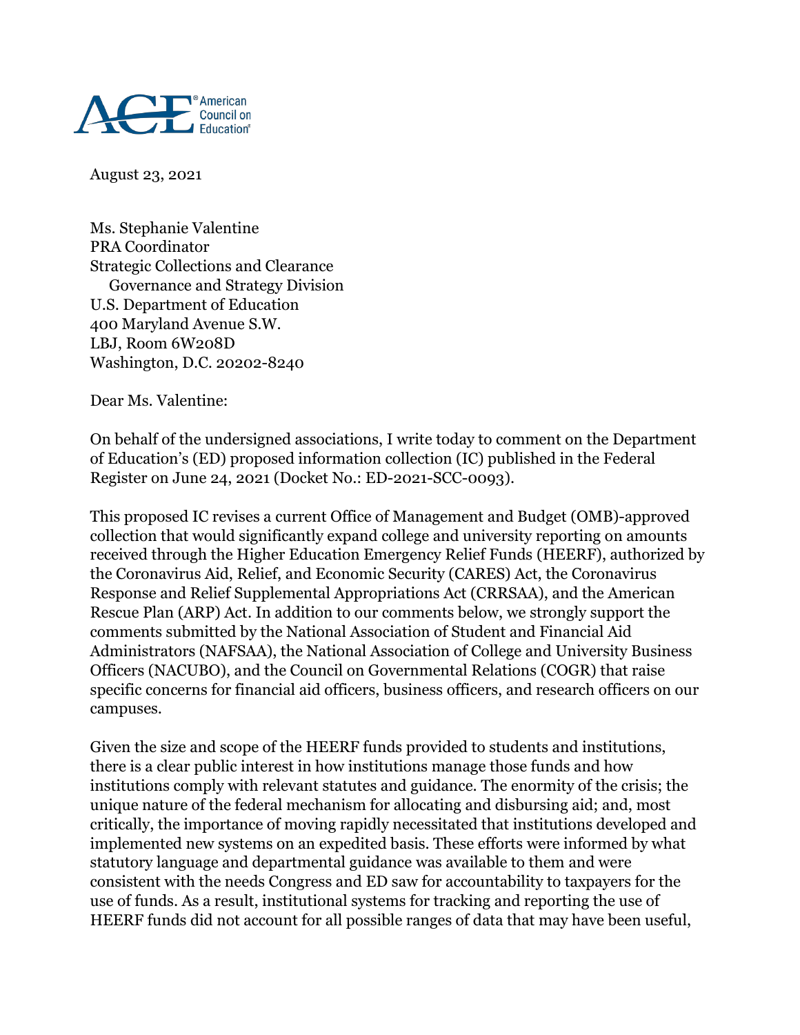August 23, 2021

Ms. Stephanie Valentine  
PRA Coordinator  
Strategic Collections and Clearance  
Governance and Strategy Division  
U.S. Department of Education  
400 Maryland Avenue S.W.  
LBJ, Room 6W208D  
Washington, D.C. 20202-8240

Dear Ms. Valentine:

On behalf of the undersigned associations, I write today to comment on the Department of Education's (ED) proposed information collection (IC) published in the Federal Register on June 24, 2021 (Docket No.: ED-2021-SCC-0093).

This proposed IC revises a current Office of Management and Budget (OMB)-approved collection that would significantly expand college and university reporting on amounts received through the Higher Education Emergency Relief Funds (HEERF), authorized by the Coronavirus Aid, Relief, and Economic Security (CARES) Act, the Coronavirus Response and Relief Supplemental Appropriations Act (CRRSAA), and the American Rescue Plan (ARP) Act. In addition to our comments below, we strongly support the comments submitted by the National Association of Student and Financial Aid Administrators (NAFSAA), the National Association of College and University Business Officers (NACUBO), and the Council on Governmental Relations (COGR) that raise specific concerns for financial aid officers, business officers, and research officers on our campuses.

Given the size and scope of the HEERF funds provided to students and institutions, there is a clear public interest in how institutions manage those funds and how institutions comply with relevant statutes and guidance. The enormity of the crisis; the unique nature of the federal mechanism for allocating and disbursing aid; and, most critically, the importance of moving rapidly necessitated that institutions developed and implemented new systems on an expedited basis. These efforts were informed by what statutory language and departmental guidance was available to them and were consistent with the needs Congress and ED saw for accountability to taxpayers for the use of funds. As a result, institutional systems for tracking and reporting the use of HEERF funds did not account for all possible ranges of data that may have been useful,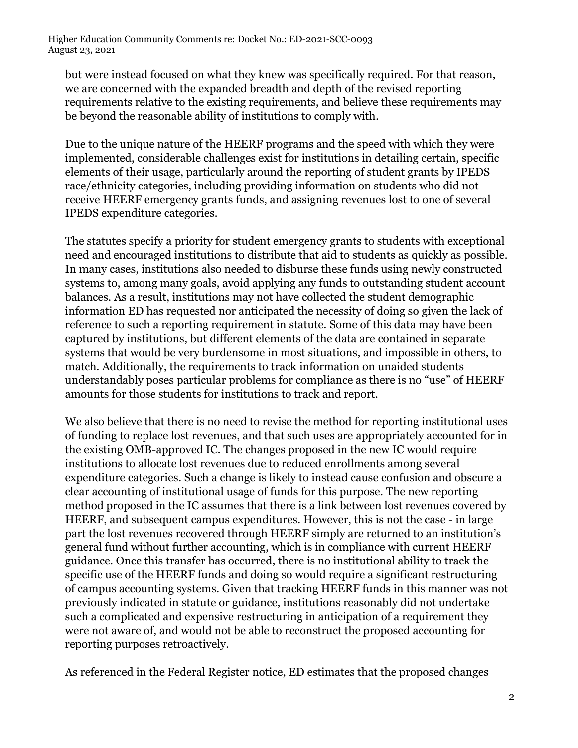but were instead focused on what they knew was specifically required. For that reason, we are concerned with the expanded breadth and depth of the revised reporting requirements relative to the existing requirements, and believe these requirements may be beyond the reasonable ability of institutions to comply with.

Due to the unique nature of the HEERF programs and the speed with which they were implemented, considerable challenges exist for institutions in detailing certain, specific elements of their usage, particularly around the reporting of student grants by IPEDS race/ethnicity categories, including providing information on students who did not receive HEERF emergency grants funds, and assigning revenues lost to one of several IPEDS expenditure categories.

The statutes specify a priority for student emergency grants to students with exceptional need and encouraged institutions to distribute that aid to students as quickly as possible. In many cases, institutions also needed to disburse these funds using newly constructed systems to, among many goals, avoid applying any funds to outstanding student account balances. As a result, institutions may not have collected the student demographic information ED has requested nor anticipated the necessity of doing so given the lack of reference to such a reporting requirement in statute. Some of this data may have been captured by institutions, but different elements of the data are contained in separate systems that would be very burdensome in most situations, and impossible in others, to match. Additionally, the requirements to track information on unaided students understandably poses particular problems for compliance as there is no "use" of HEERF amounts for those students for institutions to track and report.

We also believe that there is no need to revise the method for reporting institutional uses of funding to replace lost revenues, and that such uses are appropriately accounted for in the existing OMB-approved IC. The changes proposed in the new IC would require institutions to allocate lost revenues due to reduced enrollments among several expenditure categories. Such a change is likely to instead cause confusion and obscure a clear accounting of institutional usage of funds for this purpose. The new reporting method proposed in the IC assumes that there is a link between lost revenues covered by HEERF, and subsequent campus expenditures. However, this is not the case - in large part the lost revenues recovered through HEERF simply are returned to an institution's general fund without further accounting, which is in compliance with current HEERF guidance. Once this transfer has occurred, there is no institutional ability to track the specific use of the HEERF funds and doing so would require a significant restructuring of campus accounting systems. Given that tracking HEERF funds in this manner was not previously indicated in statute or guidance, institutions reasonably did not undertake such a complicated and expensive restructuring in anticipation of a requirement they were not aware of, and would not be able to reconstruct the proposed accounting for reporting purposes retroactively.

As referenced in the Federal Register notice, ED estimates that the proposed changes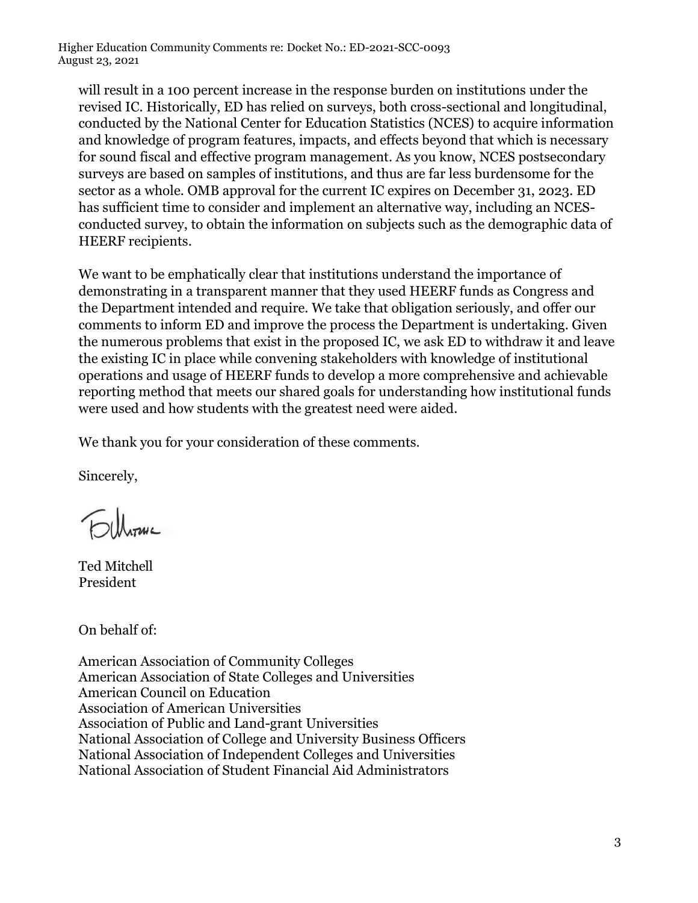will result in a 100 percent increase in the response burden on institutions under the revised IC. Historically, ED has relied on surveys, both cross-sectional and longitudinal, conducted by the National Center for Education Statistics (NCES) to acquire information and knowledge of program features, impacts, and effects beyond that which is necessary for sound fiscal and effective program management. As you know, NCES postsecondary surveys are based on samples of institutions, and thus are far less burdensome for the sector as a whole. OMB approval for the current IC expires on December 31, 2023. ED has sufficient time to consider and implement an alternative way, including an NCES-conducted survey, to obtain the information on subjects such as the demographic data of HEERF recipients.

We want to be emphatically clear that institutions understand the importance of demonstrating in a transparent manner that they used HEERF funds as Congress and the Department intended and require. We take that obligation seriously, and offer our comments to inform ED and improve the process the Department is undertaking. Given the numerous problems that exist in the proposed IC, we ask ED to withdraw it and leave the existing IC in place while convening stakeholders with knowledge of institutional operations and usage of HEERF funds to develop a more comprehensive and achievable reporting method that meets our shared goals for understanding how institutional funds were used and how students with the greatest need were aided.

We thank you for your consideration of these comments.

Sincerely,

Ted Mitchell
President

On behalf of:

American Association of Community Colleges
American Association of State Colleges and Universities
American Council on Education
Association of American Universities
Association of Public and Land-grant Universities
National Association of College and University Business Officers
National Association of Independent Colleges and Universities
National Association of Student Financial Aid Administrators